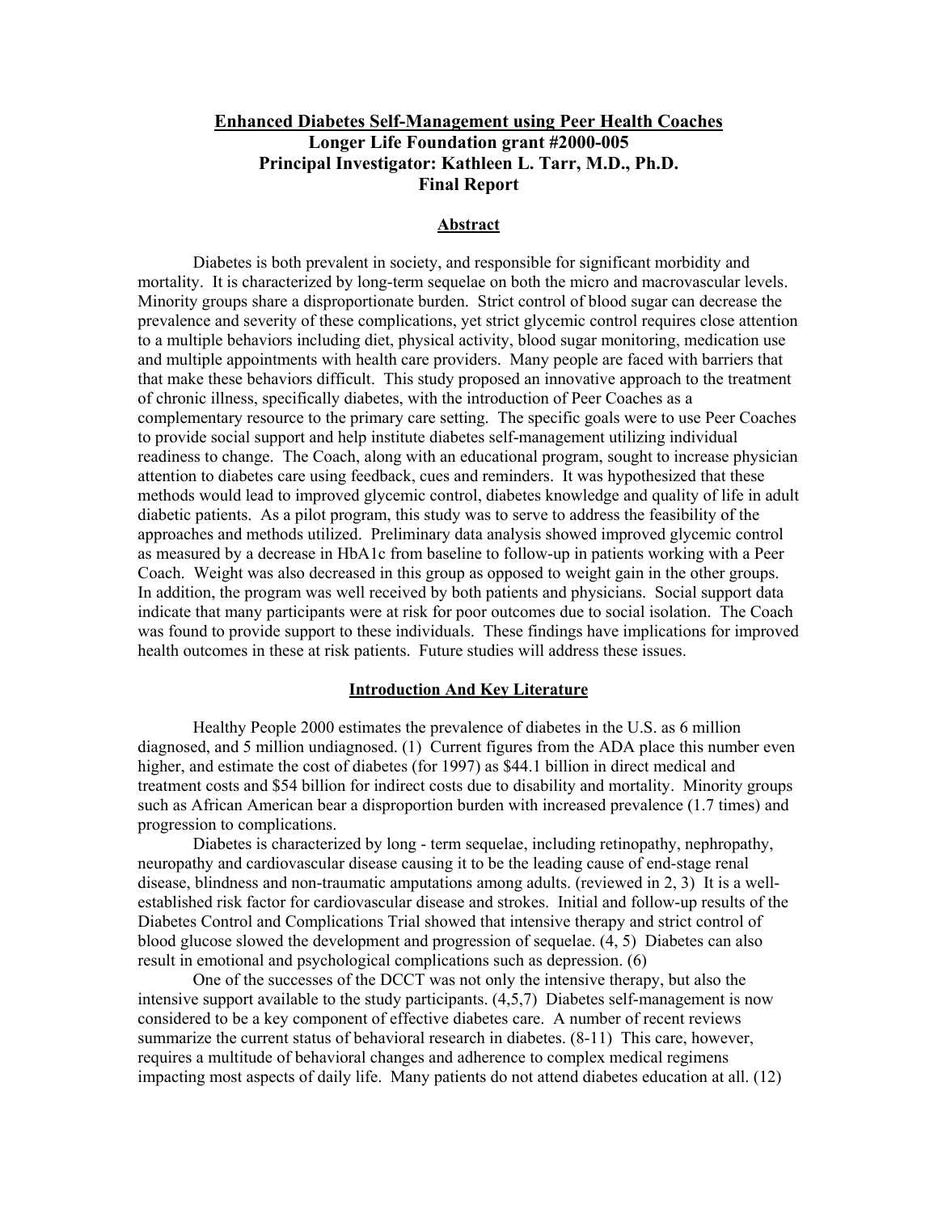# Enhanced Diabetes Self-Management using Peer Health Coaches

**Longer Life Foundation grant #2000-005**

**Principal Investigator: Kathleen L. Tarr, M.D., Ph.D.**

**Final Report**

## Abstract

Diabetes is both prevalent in society, and responsible for significant morbidity and mortality. It is characterized by long-term sequelae on both the micro and macrovascular levels. Minority groups share a disproportionate burden. Strict control of blood sugar can decrease the prevalence and severity of these complications, yet strict glycemic control requires close attention to a multiple behaviors including diet, physical activity, blood sugar monitoring, medication use and multiple appointments with health care providers. Many people are faced with barriers that that make these behaviors difficult. This study proposed an innovative approach to the treatment of chronic illness, specifically diabetes, with the introduction of Peer Coaches as a complementary resource to the primary care setting. The specific goals were to use Peer Coaches to provide social support and help institute diabetes self-management utilizing individual readiness to change. The Coach, along with an educational program, sought to increase physician attention to diabetes care using feedback, cues and reminders. It was hypothesized that these methods would lead to improved glycemic control, diabetes knowledge and quality of life in adult diabetic patients. As a pilot program, this study was to serve to address the feasibility of the approaches and methods utilized. Preliminary data analysis showed improved glycemic control as measured by a decrease in HbA1c from baseline to follow-up in patients working with a Peer Coach. Weight was also decreased in this group as opposed to weight gain in the other groups. In addition, the program was well received by both patients and physicians. Social support data indicate that many participants were at risk for poor outcomes due to social isolation. The Coach was found to provide support to these individuals. These findings have implications for improved health outcomes in these at risk patients. Future studies will address these issues.

## Introduction And Key Literature

Healthy People 2000 estimates the prevalence of diabetes in the U.S. as 6 million diagnosed, and 5 million undiagnosed. (1) Current figures from the ADA place this number even higher, and estimate the cost of diabetes (for 1997) as $44.1 billion in direct medical and treatment costs and $54 billion for indirect costs due to disability and mortality. Minority groups such as African American bear a disproportion burden with increased prevalence (1.7 times) and progression to complications.

Diabetes is characterized by long - term sequelae, including retinopathy, nephropathy, neuropathy and cardiovascular disease causing it to be the leading cause of end-stage renal disease, blindness and non-traumatic amputations among adults. (reviewed in 2, 3) It is a well-established risk factor for cardiovascular disease and strokes. Initial and follow-up results of the Diabetes Control and Complications Trial showed that intensive therapy and strict control of blood glucose slowed the development and progression of sequelae. (4, 5) Diabetes can also result in emotional and psychological complications such as depression. (6)

One of the successes of the DCCT was not only the intensive therapy, but also the intensive support available to the study participants. (4,5,7) Diabetes self-management is now considered to be a key component of effective diabetes care. A number of recent reviews summarize the current status of behavioral research in diabetes. (8-11) This care, however, requires a multitude of behavioral changes and adherence to complex medical regimens impacting most aspects of daily life. Many patients do not attend diabetes education at all. (12)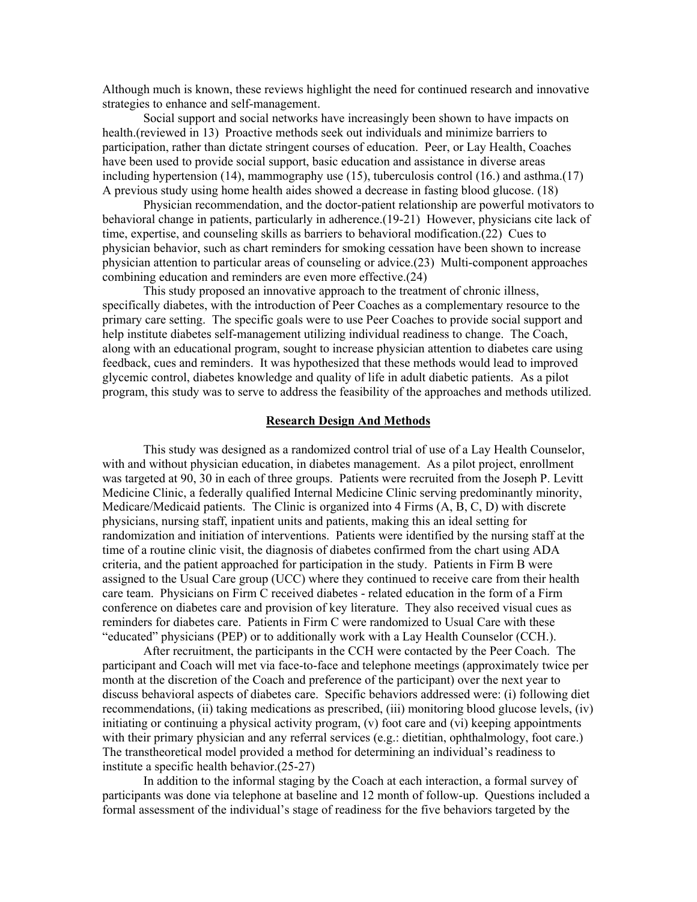Although much is known, these reviews highlight the need for continued research and innovative strategies to enhance and self-management.

Social support and social networks have increasingly been shown to have impacts on health.(reviewed in 13) Proactive methods seek out individuals and minimize barriers to participation, rather than dictate stringent courses of education. Peer, or Lay Health, Coaches have been used to provide social support, basic education and assistance in diverse areas including hypertension (14), mammography use (15), tuberculosis control (16.) and asthma.(17) A previous study using home health aides showed a decrease in fasting blood glucose. (18)

Physician recommendation, and the doctor-patient relationship are powerful motivators to behavioral change in patients, particularly in adherence.(19-21) However, physicians cite lack of time, expertise, and counseling skills as barriers to behavioral modification.(22) Cues to physician behavior, such as chart reminders for smoking cessation have been shown to increase physician attention to particular areas of counseling or advice.(23) Multi-component approaches combining education and reminders are even more effective.(24)

This study proposed an innovative approach to the treatment of chronic illness, specifically diabetes, with the introduction of Peer Coaches as a complementary resource to the primary care setting. The specific goals were to use Peer Coaches to provide social support and help institute diabetes self-management utilizing individual readiness to change. The Coach, along with an educational program, sought to increase physician attention to diabetes care using feedback, cues and reminders. It was hypothesized that these methods would lead to improved glycemic control, diabetes knowledge and quality of life in adult diabetic patients. As a pilot program, this study was to serve to address the feasibility of the approaches and methods utilized.

## Research Design And Methods

This study was designed as a randomized control trial of use of a Lay Health Counselor, with and without physician education, in diabetes management. As a pilot project, enrollment was targeted at 90, 30 in each of three groups. Patients were recruited from the Joseph P. Levitt Medicine Clinic, a federally qualified Internal Medicine Clinic serving predominantly minority, Medicare/Medicaid patients. The Clinic is organized into 4 Firms (A, B, C, D) with discrete physicians, nursing staff, inpatient units and patients, making this an ideal setting for randomization and initiation of interventions. Patients were identified by the nursing staff at the time of a routine clinic visit, the diagnosis of diabetes confirmed from the chart using ADA criteria, and the patient approached for participation in the study. Patients in Firm B were assigned to the Usual Care group (UCC) where they continued to receive care from their health care team. Physicians on Firm C received diabetes - related education in the form of a Firm conference on diabetes care and provision of key literature. They also received visual cues as reminders for diabetes care. Patients in Firm C were randomized to Usual Care with these "educated" physicians (PEP) or to additionally work with a Lay Health Counselor (CCH.).

After recruitment, the participants in the CCH were contacted by the Peer Coach. The participant and Coach will met via face-to-face and telephone meetings (approximately twice per month at the discretion of the Coach and preference of the participant) over the next year to discuss behavioral aspects of diabetes care. Specific behaviors addressed were: (i) following diet recommendations, (ii) taking medications as prescribed, (iii) monitoring blood glucose levels, (iv) initiating or continuing a physical activity program, (v) foot care and (vi) keeping appointments with their primary physician and any referral services (e.g.: dietitian, ophthalmology, foot care.) The transtheoretical model provided a method for determining an individual's readiness to institute a specific health behavior.(25-27)

In addition to the informal staging by the Coach at each interaction, a formal survey of participants was done via telephone at baseline and 12 month of follow-up. Questions included a formal assessment of the individual's stage of readiness for the five behaviors targeted by the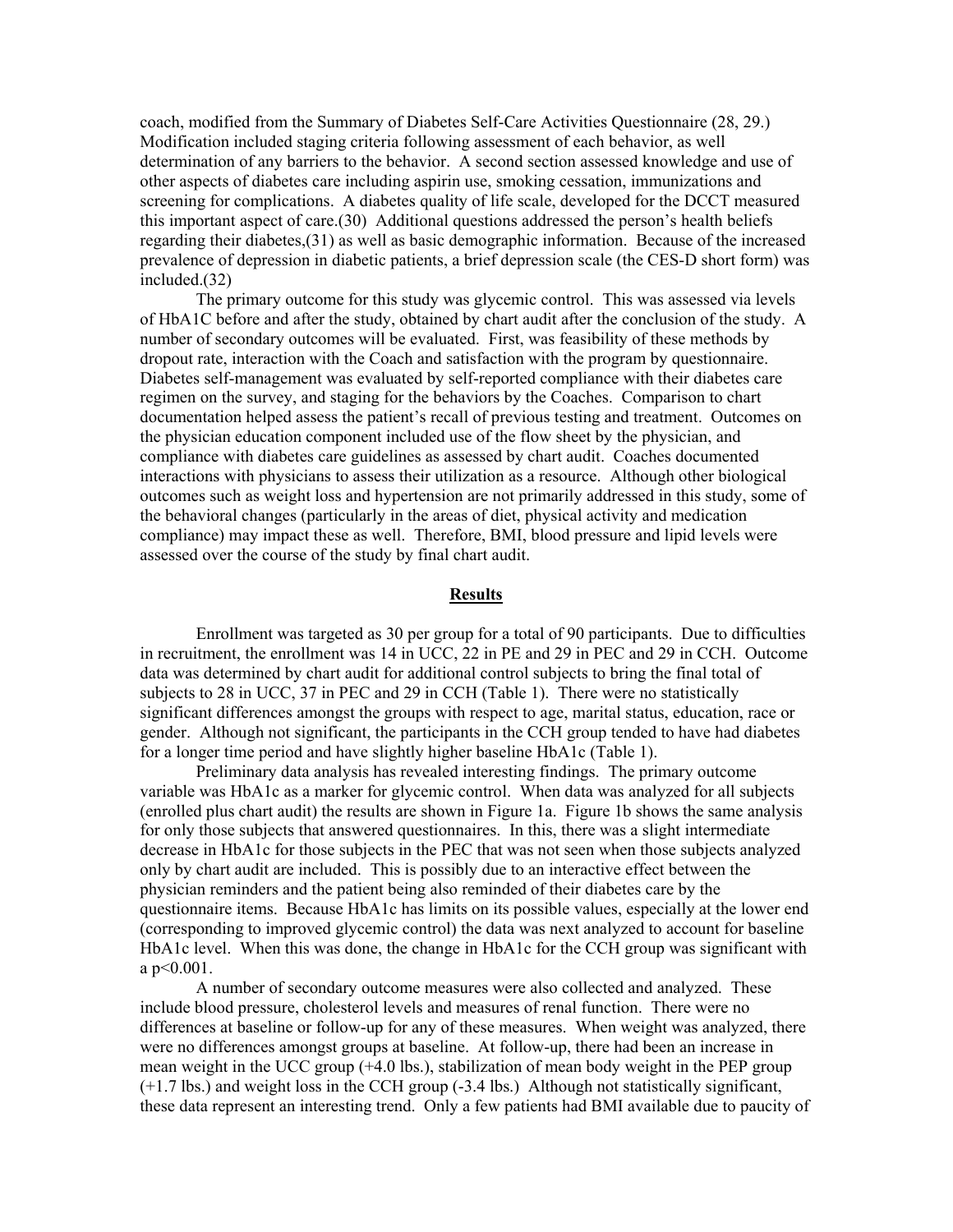coach, modified from the Summary of Diabetes Self-Care Activities Questionnaire (28, 29.) Modification included staging criteria following assessment of each behavior, as well determination of any barriers to the behavior. A second section assessed knowledge and use of other aspects of diabetes care including aspirin use, smoking cessation, immunizations and screening for complications. A diabetes quality of life scale, developed for the DCCT measured this important aspect of care.(30) Additional questions addressed the person's health beliefs regarding their diabetes,(31) as well as basic demographic information. Because of the increased prevalence of depression in diabetic patients, a brief depression scale (the CES-D short form) was included.(32)

The primary outcome for this study was glycemic control. This was assessed via levels of HbA1C before and after the study, obtained by chart audit after the conclusion of the study. A number of secondary outcomes will be evaluated. First, was feasibility of these methods by dropout rate, interaction with the Coach and satisfaction with the program by questionnaire. Diabetes self-management was evaluated by self-reported compliance with their diabetes care regimen on the survey, and staging for the behaviors by the Coaches. Comparison to chart documentation helped assess the patient's recall of previous testing and treatment. Outcomes on the physician education component included use of the flow sheet by the physician, and compliance with diabetes care guidelines as assessed by chart audit. Coaches documented interactions with physicians to assess their utilization as a resource. Although other biological outcomes such as weight loss and hypertension are not primarily addressed in this study, some of the behavioral changes (particularly in the areas of diet, physical activity and medication compliance) may impact these as well. Therefore, BMI, blood pressure and lipid levels were assessed over the course of the study by final chart audit.

## Results

Enrollment was targeted as 30 per group for a total of 90 participants. Due to difficulties in recruitment, the enrollment was 14 in UCC, 22 in PE and 29 in PEC and 29 in CCH. Outcome data was determined by chart audit for additional control subjects to bring the final total of subjects to 28 in UCC, 37 in PEC and 29 in CCH (Table 1). There were no statistically significant differences amongst the groups with respect to age, marital status, education, race or gender. Although not significant, the participants in the CCH group tended to have had diabetes for a longer time period and have slightly higher baseline HbA1c (Table 1).

Preliminary data analysis has revealed interesting findings. The primary outcome variable was HbA1c as a marker for glycemic control. When data was analyzed for all subjects (enrolled plus chart audit) the results are shown in Figure 1a. Figure 1b shows the same analysis for only those subjects that answered questionnaires. In this, there was a slight intermediate decrease in HbA1c for those subjects in the PEC that was not seen when those subjects analyzed only by chart audit are included. This is possibly due to an interactive effect between the physician reminders and the patient being also reminded of their diabetes care by the questionnaire items. Because HbA1c has limits on its possible values, especially at the lower end (corresponding to improved glycemic control) the data was next analyzed to account for baseline HbA1c level. When this was done, the change in HbA1c for the CCH group was significant with a $p<0.001$.

A number of secondary outcome measures were also collected and analyzed. These include blood pressure, cholesterol levels and measures of renal function. There were no differences at baseline or follow-up for any of these measures. When weight was analyzed, there were no differences amongst groups at baseline. At follow-up, there had been an increase in mean weight in the UCC group (+4.0 lbs.), stabilization of mean body weight in the PEP group (+1.7 lbs.) and weight loss in the CCH group (-3.4 lbs.) Although not statistically significant, these data represent an interesting trend. Only a few patients had BMI available due to paucity of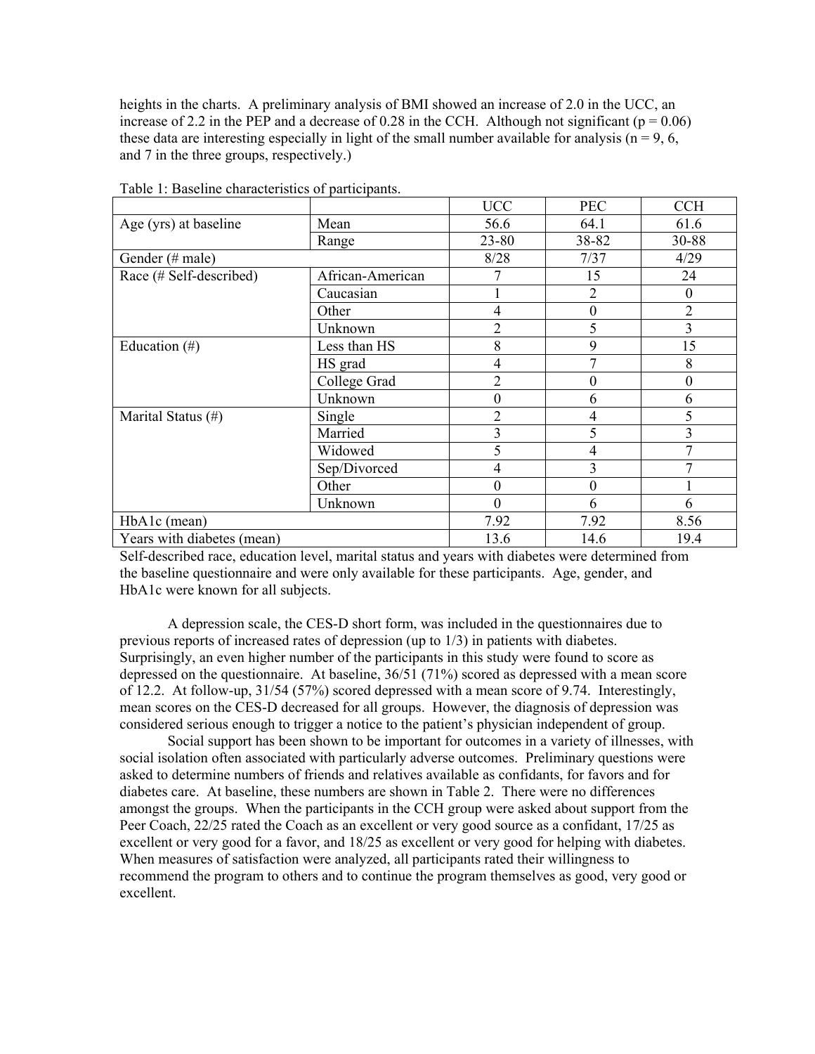heights in the charts. A preliminary analysis of BMI showed an increase of 2.0 in the UCC, an increase of 2.2 in the PEP and a decrease of 0.28 in the CCH. Although not significant ($p = 0.06$) these data are interesting especially in light of the small number available for analysis ($n = 9$, 6, and 7 in the three groups, respectively.)

Table 1: Baseline characteristics of participants.

| | | UCC | PEC | CCH |
|---|---|---|---|---|
| Age (yrs) at baseline | Mean | 56.6 | 64.1 | 61.6 |
| | Range | 23-80 | 38-82 | 30-88 |
| Gender (# male) | | 8/28 | 7/37 | 4/29 |
| Race (# Self-described) | African-American | 7 | 15 | 24 |
| | Caucasian | 1 | 2 | 0 |
| | Other | 4 | 0 | 2 |
| | Unknown | 2 | 5 | 3 |
| Education (#) | Less than HS | 8 | 9 | 15 |
| | HS grad | 4 | 7 | 8 |
| | College Grad | 2 | 0 | 0 |
| | Unknown | 0 | 6 | 6 |
| Marital Status (#) | Single | 2 | 4 | 5 |
| | Married | 3 | 5 | 3 |
| | Widowed | 5 | 4 | 7 |
| | Sep/Divorced | 4 | 3 | 7 |
| | Other | 0 | 0 | 1 |
| | Unknown | 0 | 6 | 6 |
| HbA1c (mean) | | 7.92 | 7.92 | 8.56 |
| Years with diabetes (mean) | | 13.6 | 14.6 | 19.4 |

Self-described race, education level, marital status and years with diabetes were determined from the baseline questionnaire and were only available for these participants. Age, gender, and HbA1c were known for all subjects.

A depression scale, the CES-D short form, was included in the questionnaires due to previous reports of increased rates of depression (up to 1/3) in patients with diabetes. Surprisingly, an even higher number of the participants in this study were found to score as depressed on the questionnaire. At baseline, 36/51 (71%) scored as depressed with a mean score of 12.2. At follow-up, 31/54 (57%) scored depressed with a mean score of 9.74. Interestingly, mean scores on the CES-D decreased for all groups. However, the diagnosis of depression was considered serious enough to trigger a notice to the patient's physician independent of group.

Social support has been shown to be important for outcomes in a variety of illnesses, with social isolation often associated with particularly adverse outcomes. Preliminary questions were asked to determine numbers of friends and relatives available as confidants, for favors and for diabetes care. At baseline, these numbers are shown in Table 2. There were no differences amongst the groups. When the participants in the CCH group were asked about support from the Peer Coach, 22/25 rated the Coach as an excellent or very good source as a confidant, 17/25 as excellent or very good for a favor, and 18/25 as excellent or very good for helping with diabetes. When measures of satisfaction were analyzed, all participants rated their willingness to recommend the program to others and to continue the program themselves as good, very good or excellent.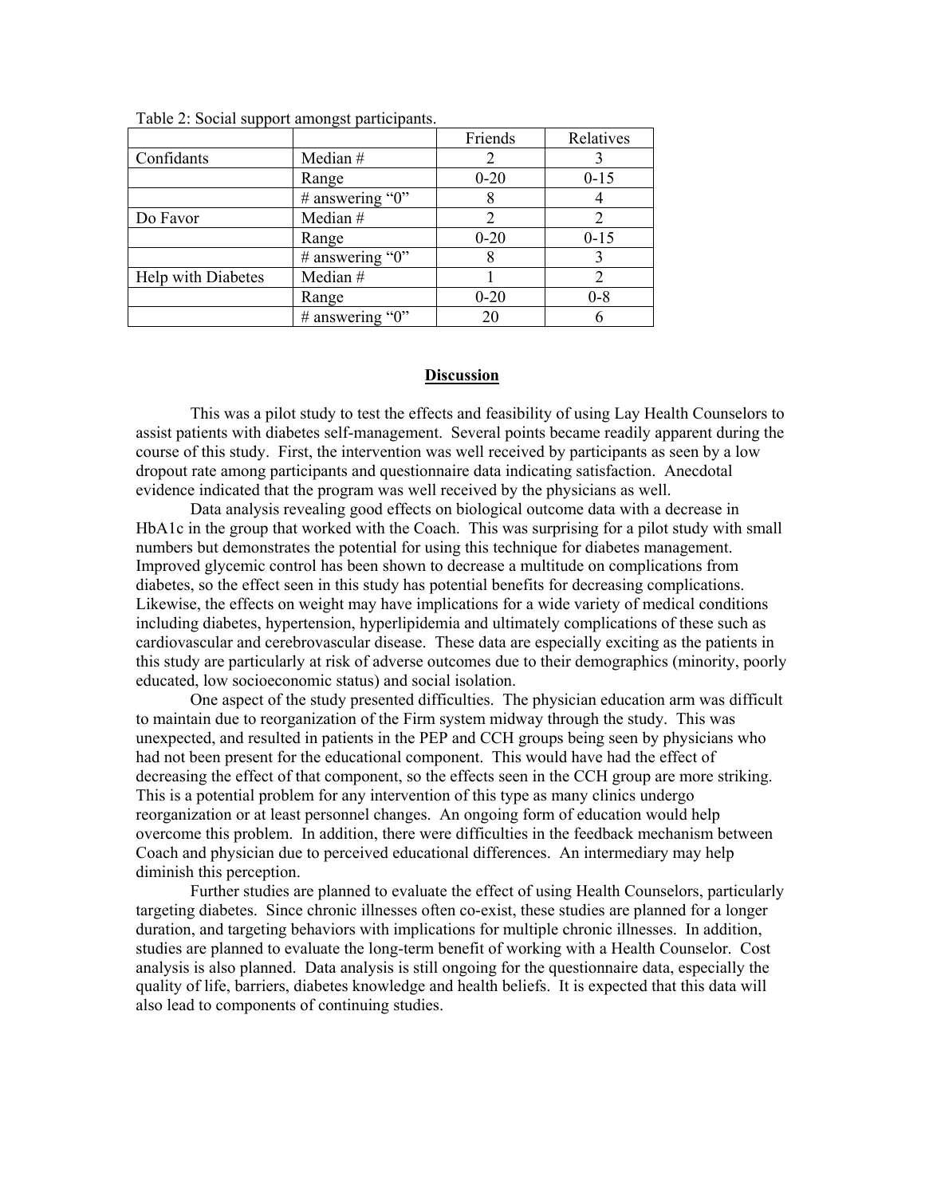Table 2: Social support amongst participants.

| | | Friends | Relatives |
|---|---|---|---|
| Confidants | Median # | 2 | 3 |
| | Range | 0-20 | 0-15 |
| | # answering "0" | 8 | 4 |
| Do Favor | Median # | 2 | 2 |
| | Range | 0-20 | 0-15 |
| | # answering "0" | 8 | 3 |
| Help with Diabetes | Median # | 1 | 2 |
| | Range | 0-20 | 0-8 |
| | # answering "0" | 20 | 6 |

## Discussion

This was a pilot study to test the effects and feasibility of using Lay Health Counselors to assist patients with diabetes self-management. Several points became readily apparent during the course of this study. First, the intervention was well received by participants as seen by a low dropout rate among participants and questionnaire data indicating satisfaction. Anecdotal evidence indicated that the program was well received by the physicians as well.

Data analysis revealing good effects on biological outcome data with a decrease in HbA1c in the group that worked with the Coach. This was surprising for a pilot study with small numbers but demonstrates the potential for using this technique for diabetes management. Improved glycemic control has been shown to decrease a multitude on complications from diabetes, so the effect seen in this study has potential benefits for decreasing complications. Likewise, the effects on weight may have implications for a wide variety of medical conditions including diabetes, hypertension, hyperlipidemia and ultimately complications of these such as cardiovascular and cerebrovascular disease. These data are especially exciting as the patients in this study are particularly at risk of adverse outcomes due to their demographics (minority, poorly educated, low socioeconomic status) and social isolation.

One aspect of the study presented difficulties. The physician education arm was difficult to maintain due to reorganization of the Firm system midway through the study. This was unexpected, and resulted in patients in the PEP and CCH groups being seen by physicians who had not been present for the educational component. This would have had the effect of decreasing the effect of that component, so the effects seen in the CCH group are more striking. This is a potential problem for any intervention of this type as many clinics undergo reorganization or at least personnel changes. An ongoing form of education would help overcome this problem. In addition, there were difficulties in the feedback mechanism between Coach and physician due to perceived educational differences. An intermediary may help diminish this perception.

Further studies are planned to evaluate the effect of using Health Counselors, particularly targeting diabetes. Since chronic illnesses often co-exist, these studies are planned for a longer duration, and targeting behaviors with implications for multiple chronic illnesses. In addition, studies are planned to evaluate the long-term benefit of working with a Health Counselor. Cost analysis is also planned. Data analysis is still ongoing for the questionnaire data, especially the quality of life, barriers, diabetes knowledge and health beliefs. It is expected that this data will also lead to components of continuing studies.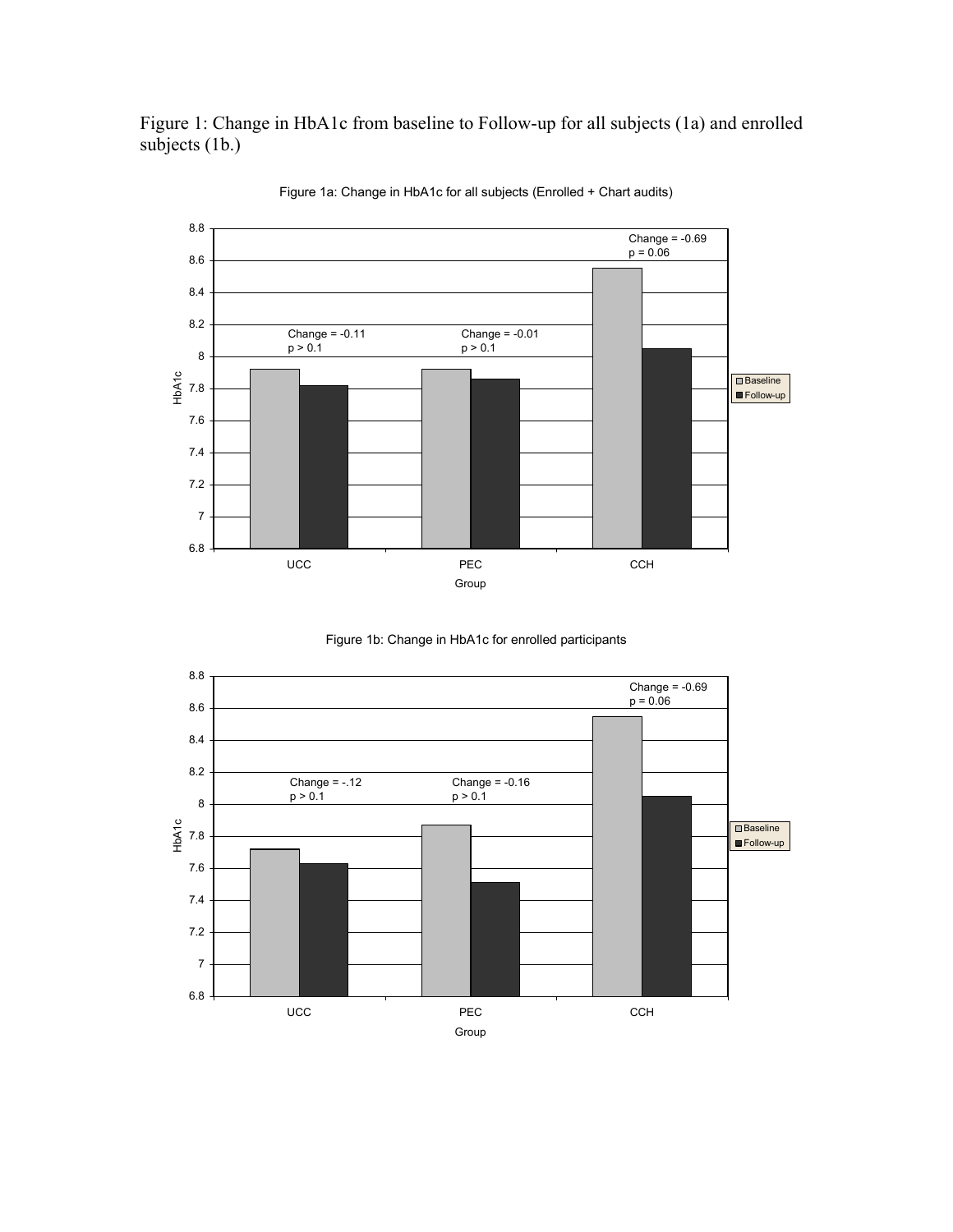Figure 1: Change in HbA1c from baseline to Follow-up for all subjects (1a) and enrolled subjects (1b.)

Figure 1a: Change in HbA1c for all subjects (Enrolled + Chart audits)

| Group | Baseline | Follow-up | Change | p |
|---|---|---|---|---|
| UCC | | | -0.11 | $p > 0.1$ |
| PEC | | | -0.01 | $p > 0.1$ |
| CCH | | | -0.69 | $p = 0.06$ |

Figure 1b: Change in HbA1c for enrolled participants

| Group | Baseline | Follow-up | Change | p |
|---|---|---|---|---|
| UCC | | | -.12 | $p > 0.1$ |
| PEC | | | -0.16 | $p > 0.1$ |
| CCH | | | -0.69 | $p = 0.06$ |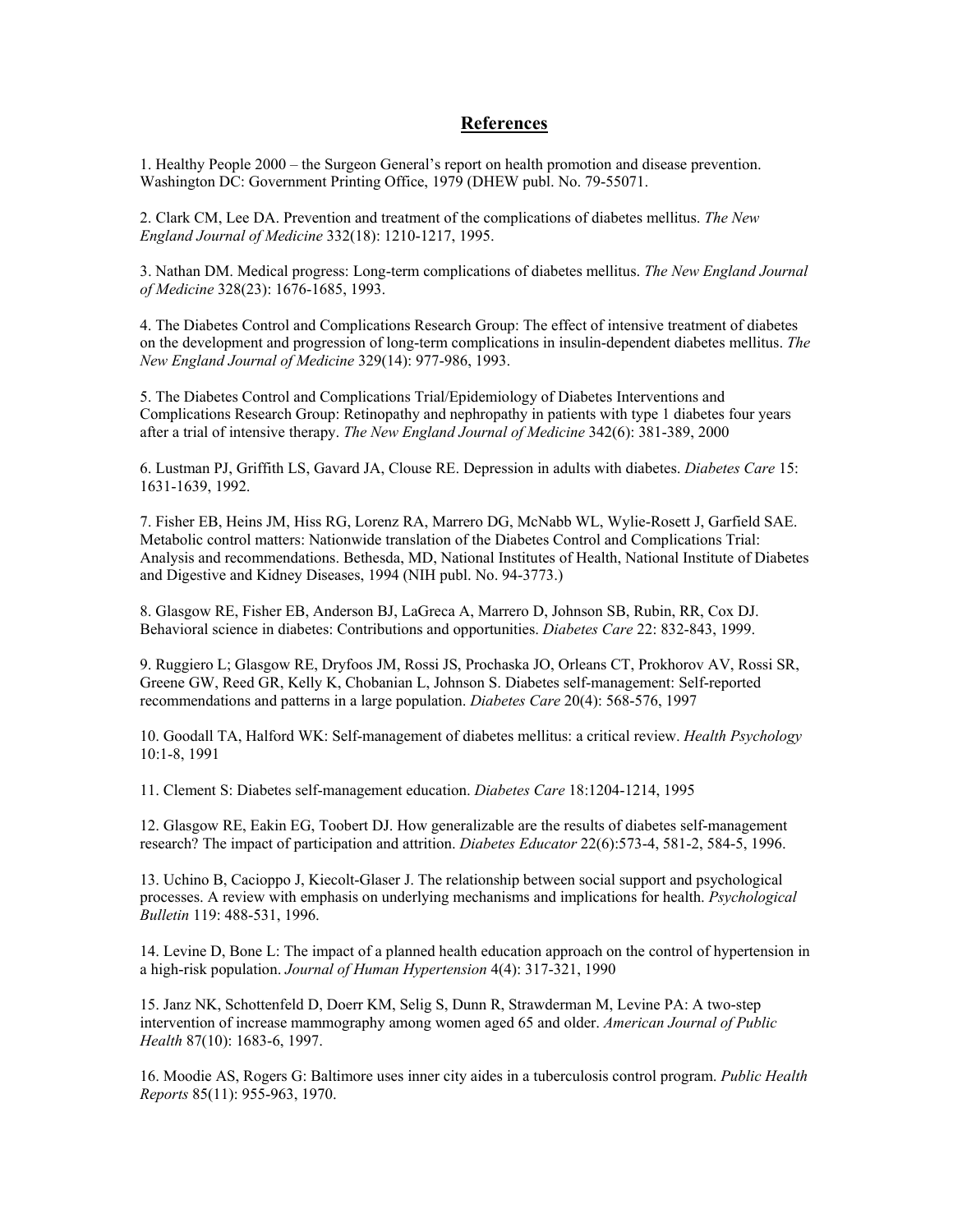## References

1. Healthy People 2000 – the Surgeon General's report on health promotion and disease prevention. Washington DC: Government Printing Office, 1979 (DHEW publ. No. 79-55071.

2. Clark CM, Lee DA. Prevention and treatment of the complications of diabetes mellitus. *The New England Journal of Medicine* 332(18): 1210-1217, 1995.

3. Nathan DM. Medical progress: Long-term complications of diabetes mellitus. *The New England Journal of Medicine* 328(23): 1676-1685, 1993.

4. The Diabetes Control and Complications Research Group: The effect of intensive treatment of diabetes on the development and progression of long-term complications in insulin-dependent diabetes mellitus. *The New England Journal of Medicine* 329(14): 977-986, 1993.

5. The Diabetes Control and Complications Trial/Epidemiology of Diabetes Interventions and Complications Research Group: Retinopathy and nephropathy in patients with type 1 diabetes four years after a trial of intensive therapy. *The New England Journal of Medicine* 342(6): 381-389, 2000

6. Lustman PJ, Griffith LS, Gavard JA, Clouse RE. Depression in adults with diabetes. *Diabetes Care* 15: 1631-1639, 1992.

7. Fisher EB, Heins JM, Hiss RG, Lorenz RA, Marrero DG, McNabb WL, Wylie-Rosett J, Garfield SAE. Metabolic control matters: Nationwide translation of the Diabetes Control and Complications Trial: Analysis and recommendations. Bethesda, MD, National Institutes of Health, National Institute of Diabetes and Digestive and Kidney Diseases, 1994 (NIH publ. No. 94-3773.)

8. Glasgow RE, Fisher EB, Anderson BJ, LaGreca A, Marrero D, Johnson SB, Rubin, RR, Cox DJ. Behavioral science in diabetes: Contributions and opportunities. *Diabetes Care* 22: 832-843, 1999.

9. Ruggiero L; Glasgow RE, Dryfoos JM, Rossi JS, Prochaska JO, Orleans CT, Prokhorov AV, Rossi SR, Greene GW, Reed GR, Kelly K, Chobanian L, Johnson S. Diabetes self-management: Self-reported recommendations and patterns in a large population. *Diabetes Care* 20(4): 568-576, 1997

10. Goodall TA, Halford WK: Self-management of diabetes mellitus: a critical review. *Health Psychology* 10:1-8, 1991

11. Clement S: Diabetes self-management education. *Diabetes Care* 18:1204-1214, 1995

12. Glasgow RE, Eakin EG, Toobert DJ. How generalizable are the results of diabetes self-management research? The impact of participation and attrition. *Diabetes Educator* 22(6):573-4, 581-2, 584-5, 1996.

13. Uchino B, Cacioppo J, Kiecolt-Glaser J. The relationship between social support and psychological processes. A review with emphasis on underlying mechanisms and implications for health. *Psychological Bulletin* 119: 488-531, 1996.

14. Levine D, Bone L: The impact of a planned health education approach on the control of hypertension in a high-risk population. *Journal of Human Hypertension* 4(4): 317-321, 1990

15. Janz NK, Schottenfeld D, Doerr KM, Selig S, Dunn R, Strawderman M, Levine PA: A two-step intervention of increase mammography among women aged 65 and older. *American Journal of Public Health* 87(10): 1683-6, 1997.

16. Moodie AS, Rogers G: Baltimore uses inner city aides in a tuberculosis control program. *Public Health Reports* 85(11): 955-963, 1970.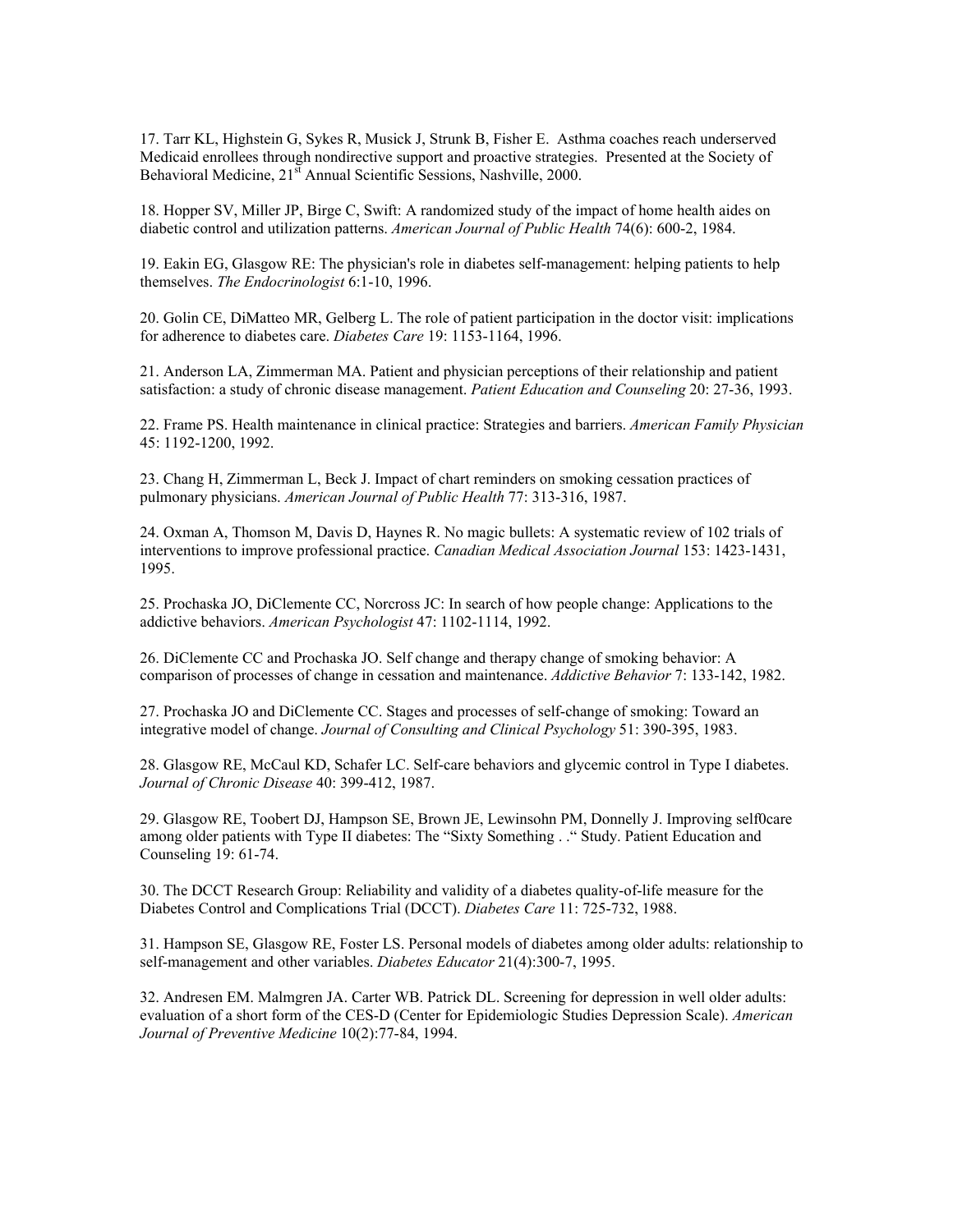17. Tarr KL, Highstein G, Sykes R, Musick J, Strunk B, Fisher E. Asthma coaches reach underserved Medicaid enrollees through nondirective support and proactive strategies. Presented at the Society of Behavioral Medicine, 21st Annual Scientific Sessions, Nashville, 2000.

18. Hopper SV, Miller JP, Birge C, Swift: A randomized study of the impact of home health aides on diabetic control and utilization patterns. *American Journal of Public Health* 74(6): 600-2, 1984.

19. Eakin EG, Glasgow RE: The physician's role in diabetes self-management: helping patients to help themselves. *The Endocrinologist* 6:1-10, 1996.

20. Golin CE, DiMatteo MR, Gelberg L. The role of patient participation in the doctor visit: implications for adherence to diabetes care. *Diabetes Care* 19: 1153-1164, 1996.

21. Anderson LA, Zimmerman MA. Patient and physician perceptions of their relationship and patient satisfaction: a study of chronic disease management. *Patient Education and Counseling* 20: 27-36, 1993.

22. Frame PS. Health maintenance in clinical practice: Strategies and barriers. *American Family Physician* 45: 1192-1200, 1992.

23. Chang H, Zimmerman L, Beck J. Impact of chart reminders on smoking cessation practices of pulmonary physicians. *American Journal of Public Health* 77: 313-316, 1987.

24. Oxman A, Thomson M, Davis D, Haynes R. No magic bullets: A systematic review of 102 trials of interventions to improve professional practice. *Canadian Medical Association Journal* 153: 1423-1431, 1995.

25. Prochaska JO, DiClemente CC, Norcross JC: In search of how people change: Applications to the addictive behaviors. *American Psychologist* 47: 1102-1114, 1992.

26. DiClemente CC and Prochaska JO. Self change and therapy change of smoking behavior: A comparison of processes of change in cessation and maintenance. *Addictive Behavior* 7: 133-142, 1982.

27. Prochaska JO and DiClemente CC. Stages and processes of self-change of smoking: Toward an integrative model of change. *Journal of Consulting and Clinical Psychology* 51: 390-395, 1983.

28. Glasgow RE, McCaul KD, Schafer LC. Self-care behaviors and glycemic control in Type I diabetes. *Journal of Chronic Disease* 40: 399-412, 1987.

29. Glasgow RE, Toobert DJ, Hampson SE, Brown JE, Lewinsohn PM, Donnelly J. Improving self0care among older patients with Type II diabetes: The "Sixty Something . ." Study. Patient Education and Counseling 19: 61-74.

30. The DCCT Research Group: Reliability and validity of a diabetes quality-of-life measure for the Diabetes Control and Complications Trial (DCCT). *Diabetes Care* 11: 725-732, 1988.

31. Hampson SE, Glasgow RE, Foster LS. Personal models of diabetes among older adults: relationship to self-management and other variables. *Diabetes Educator* 21(4):300-7, 1995.

32. Andresen EM. Malmgren JA. Carter WB. Patrick DL. Screening for depression in well older adults: evaluation of a short form of the CES-D (Center for Epidemiologic Studies Depression Scale). *American Journal of Preventive Medicine* 10(2):77-84, 1994.